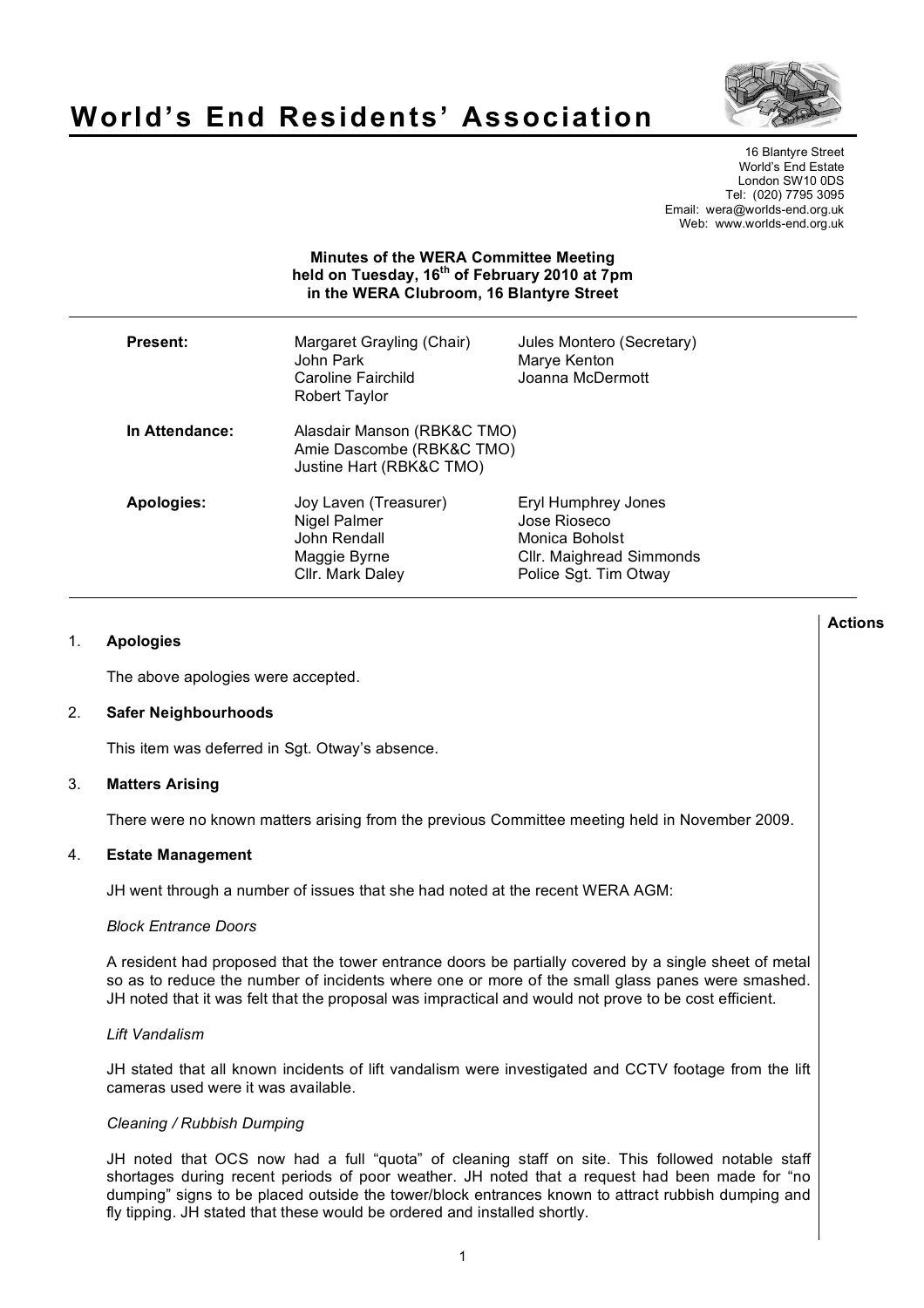# World's End Residents' Association

16 Blantyre Street
World's End Estate
London SW10 0DS
Tel: (020) 7795 3095
Email: wera@worlds-end.org.uk
Web: www.worlds-end.org.uk

**Minutes of the WERA Committee Meeting held on Tuesday, 16th of February 2010 at 7pm in the WERA Clubroom, 16 Blantyre Street**

| | | |
|---|---|---|
| **Present:** | Margaret Grayling (Chair) | Jules Montero (Secretary) |
| | John Park | Marye Kenton |
| | Caroline Fairchild | Joanna McDermott |
| | Robert Taylor | |
| **In Attendance:** | Alasdair Manson (RBK&C TMO) | |
| | Amie Dascombe (RBK&C TMO) | |
| | Justine Hart (RBK&C TMO) | |
| **Apologies:** | Joy Laven (Treasurer) | Eryl Humphrey Jones |
| | Nigel Palmer | Jose Rioseco |
| | John Rendall | Monica Boholst |
| | Maggie Byrne | Cllr. Maighread Simmonds |
| | Cllr. Mark Daley | Police Sgt. Tim Otway |

**Actions**

## 1. Apologies

The above apologies were accepted.

## 2. Safer Neighbourhoods

This item was deferred in Sgt. Otway's absence.

## 3. Matters Arising

There were no known matters arising from the previous Committee meeting held in November 2009.

## 4. Estate Management

JH went through a number of issues that she had noted at the recent WERA AGM:

*Block Entrance Doors*

A resident had proposed that the tower entrance doors be partially covered by a single sheet of metal so as to reduce the number of incidents where one or more of the small glass panes were smashed. JH noted that it was felt that the proposal was impractical and would not prove to be cost efficient.

*Lift Vandalism*

JH stated that all known incidents of lift vandalism were investigated and CCTV footage from the lift cameras used were it was available.

*Cleaning / Rubbish Dumping*

JH noted that OCS now had a full "quota" of cleaning staff on site. This followed notable staff shortages during recent periods of poor weather. JH noted that a request had been made for "no dumping" signs to be placed outside the tower/block entrances known to attract rubbish dumping and fly tipping. JH stated that these would be ordered and installed shortly.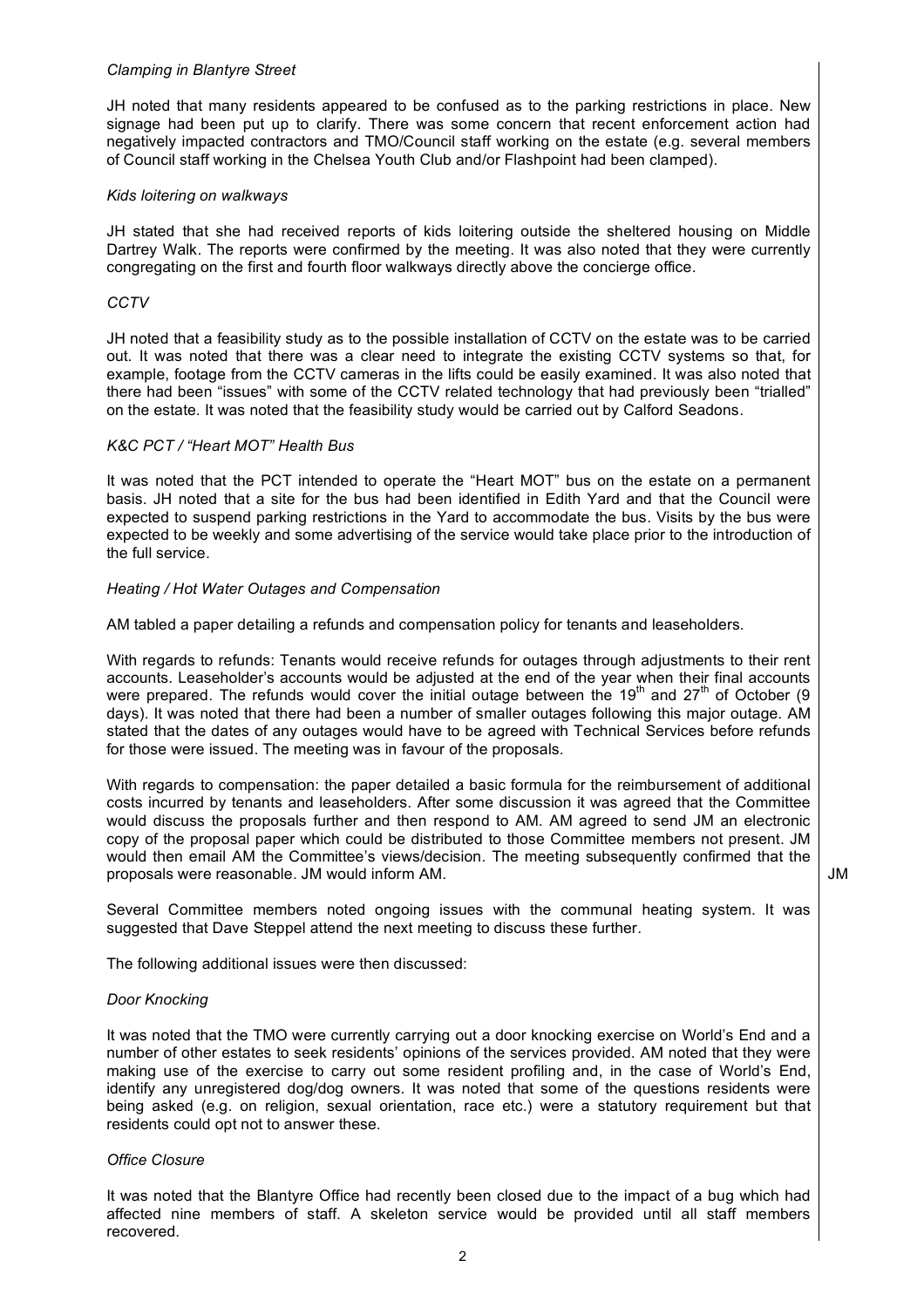*Clamping in Blantyre Street*

JH noted that many residents appeared to be confused as to the parking restrictions in place. New signage had been put up to clarify. There was some concern that recent enforcement action had negatively impacted contractors and TMO/Council staff working on the estate (e.g. several members of Council staff working in the Chelsea Youth Club and/or Flashpoint had been clamped).

*Kids loitering on walkways*

JH stated that she had received reports of kids loitering outside the sheltered housing on Middle Dartrey Walk. The reports were confirmed by the meeting. It was also noted that they were currently congregating on the first and fourth floor walkways directly above the concierge office.

*CCTV*

JH noted that a feasibility study as to the possible installation of CCTV on the estate was to be carried out. It was noted that there was a clear need to integrate the existing CCTV systems so that, for example, footage from the CCTV cameras in the lifts could be easily examined. It was also noted that there had been "issues" with some of the CCTV related technology that had previously been "trialled" on the estate. It was noted that the feasibility study would be carried out by Calford Seadons.

*K&C PCT / "Heart MOT" Health Bus*

It was noted that the PCT intended to operate the "Heart MOT" bus on the estate on a permanent basis. JH noted that a site for the bus had been identified in Edith Yard and that the Council were expected to suspend parking restrictions in the Yard to accommodate the bus. Visits by the bus were expected to be weekly and some advertising of the service would take place prior to the introduction of the full service.

*Heating / Hot Water Outages and Compensation*

AM tabled a paper detailing a refunds and compensation policy for tenants and leaseholders.

With regards to refunds: Tenants would receive refunds for outages through adjustments to their rent accounts. Leaseholder's accounts would be adjusted at the end of the year when their final accounts were prepared. The refunds would cover the initial outage between the 19th and 27th of October (9 days). It was noted that there had been a number of smaller outages following this major outage. AM stated that the dates of any outages would have to be agreed with Technical Services before refunds for those were issued. The meeting was in favour of the proposals.

With regards to compensation: the paper detailed a basic formula for the reimbursement of additional costs incurred by tenants and leaseholders. After some discussion it was agreed that the Committee would discuss the proposals further and then respond to AM. AM agreed to send JM an electronic copy of the proposal paper which could be distributed to those Committee members not present. JM would then email AM the Committee's views/decision. The meeting subsequently confirmed that the proposals were reasonable. JM would inform AM. **JM**

Several Committee members noted ongoing issues with the communal heating system. It was suggested that Dave Steppel attend the next meeting to discuss these further.

The following additional issues were then discussed:

*Door Knocking*

It was noted that the TMO were currently carrying out a door knocking exercise on World's End and a number of other estates to seek residents' opinions of the services provided. AM noted that they were making use of the exercise to carry out some resident profiling and, in the case of World's End, identify any unregistered dog/dog owners. It was noted that some of the questions residents were being asked (e.g. on religion, sexual orientation, race etc.) were a statutory requirement but that residents could opt not to answer these.

*Office Closure*

It was noted that the Blantyre Office had recently been closed due to the impact of a bug which had affected nine members of staff. A skeleton service would be provided until all staff members recovered.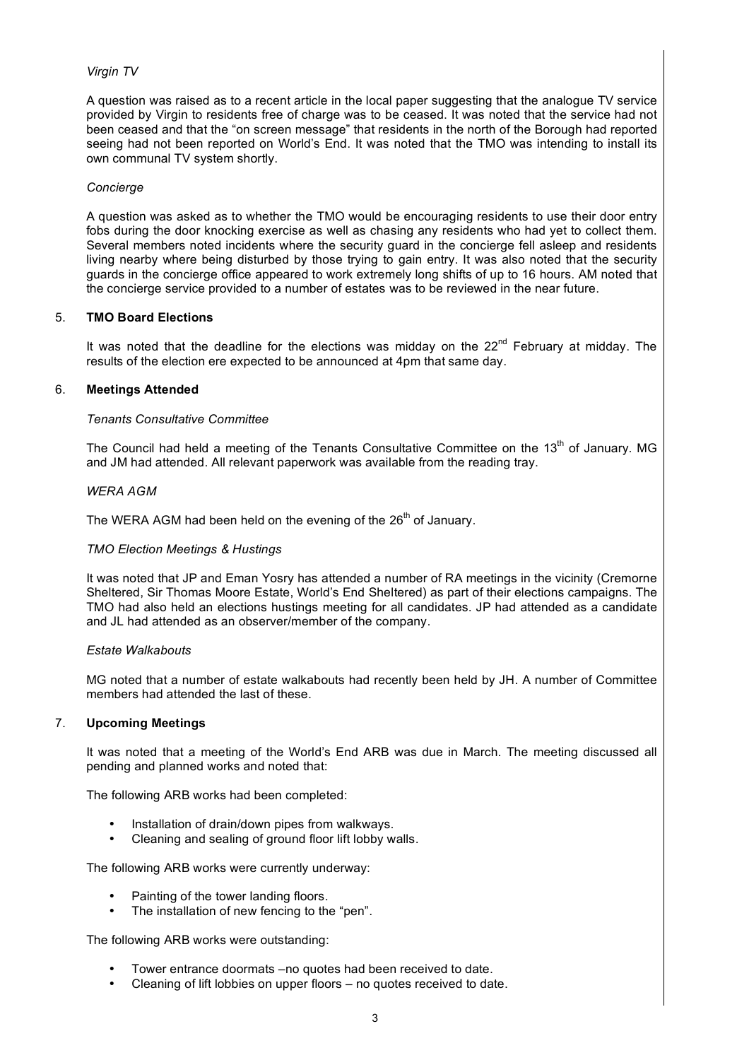*Virgin TV*

A question was raised as to a recent article in the local paper suggesting that the analogue TV service provided by Virgin to residents free of charge was to be ceased. It was noted that the service had not been ceased and that the "on screen message" that residents in the north of the Borough had reported seeing had not been reported on World's End. It was noted that the TMO was intending to install its own communal TV system shortly.

*Concierge*

A question was asked as to whether the TMO would be encouraging residents to use their door entry fobs during the door knocking exercise as well as chasing any residents who had yet to collect them. Several members noted incidents where the security guard in the concierge fell asleep and residents living nearby where being disturbed by those trying to gain entry. It was also noted that the security guards in the concierge office appeared to work extremely long shifts of up to 16 hours. AM noted that the concierge service provided to a number of estates was to be reviewed in the near future.

5. **TMO Board Elections**

It was noted that the deadline for the elections was midday on the 22[nd] February at midday. The results of the election ere expected to be announced at 4pm that same day.

6. **Meetings Attended**

*Tenants Consultative Committee*

The Council had held a meeting of the Tenants Consultative Committee on the 13[th] of January. MG and JM had attended. All relevant paperwork was available from the reading tray.

*WERA AGM*

The WERA AGM had been held on the evening of the 26[th] of January.

*TMO Election Meetings & Hustings*

It was noted that JP and Eman Yosry has attended a number of RA meetings in the vicinity (Cremorne Sheltered, Sir Thomas Moore Estate, World's End Sheltered) as part of their elections campaigns. The TMO had also held an elections hustings meeting for all candidates. JP had attended as a candidate and JL had attended as an observer/member of the company.

*Estate Walkabouts*

MG noted that a number of estate walkabouts had recently been held by JH. A number of Committee members had attended the last of these.

7. **Upcoming Meetings**

It was noted that a meeting of the World's End ARB was due in March. The meeting discussed all pending and planned works and noted that:

The following ARB works had been completed:

- Installation of drain/down pipes from walkways.
- Cleaning and sealing of ground floor lift lobby walls.

The following ARB works were currently underway:

- Painting of the tower landing floors.
- The installation of new fencing to the "pen".

The following ARB works were outstanding:

- Tower entrance doormats –no quotes had been received to date.
- Cleaning of lift lobbies on upper floors – no quotes received to date.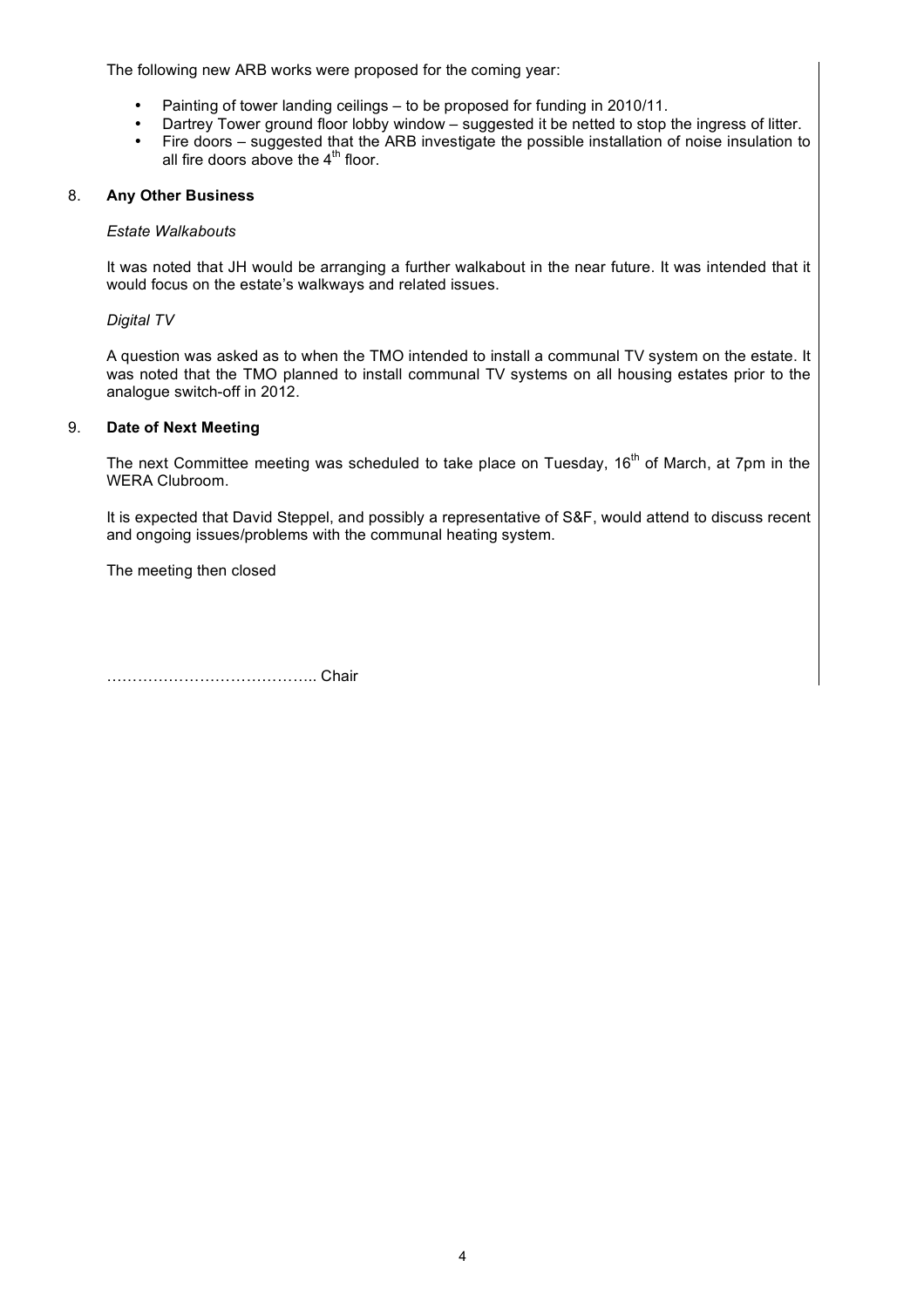The following new ARB works were proposed for the coming year:

- Painting of tower landing ceilings – to be proposed for funding in 2010/11.
- Dartrey Tower ground floor lobby window – suggested it be netted to stop the ingress of litter.
- Fire doors – suggested that the ARB investigate the possible installation of noise insulation to all fire doors above the 4th floor.

8. **Any Other Business**

*Estate Walkabouts*

It was noted that JH would be arranging a further walkabout in the near future. It was intended that it would focus on the estate's walkways and related issues.

*Digital TV*

A question was asked as to when the TMO intended to install a communal TV system on the estate. It was noted that the TMO planned to install communal TV systems on all housing estates prior to the analogue switch-off in 2012.

9. **Date of Next Meeting**

The next Committee meeting was scheduled to take place on Tuesday, 16th of March, at 7pm in the WERA Clubroom.

It is expected that David Steppel, and possibly a representative of S&F, would attend to discuss recent and ongoing issues/problems with the communal heating system.

The meeting then closed

………………………………….. Chair